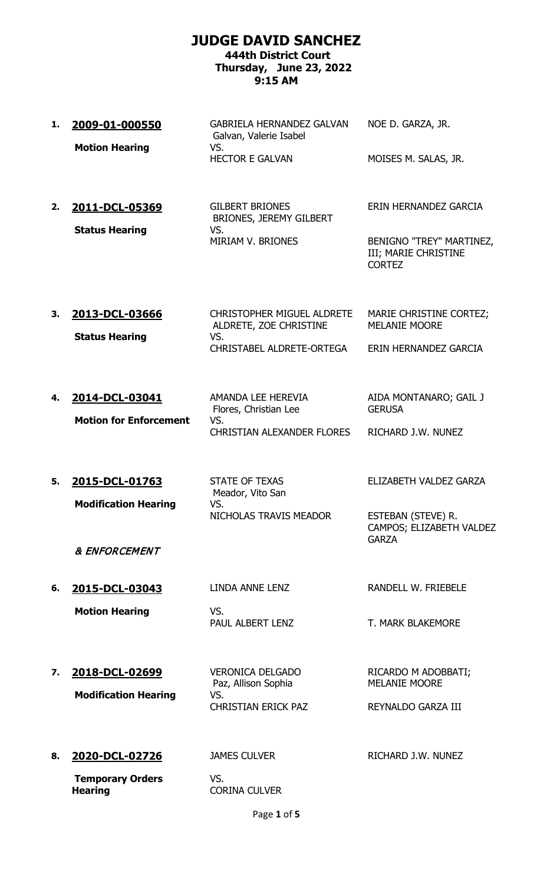# JUDGE DAVID SANCHEZ

## 444th District Court
## Thursday, June 23, 2022
## 9:15 AM

| # | Case / Hearing | Parties | Attorneys |
|---|---|---|---|
| 1. | **2009-01-000550**<br>**Motion Hearing** | GABRIELA HERNANDEZ GALVAN<br>Galvan, Valerie Isabel<br>VS.<br>HECTOR E GALVAN | NOE D. GARZA, JR.<br><br><br>MOISES M. SALAS, JR. |
| 2. | **2011-DCL-05369**<br>**Status Hearing** | GILBERT BRIONES<br>BRIONES, JEREMY GILBERT<br>VS.<br>MIRIAM V. BRIONES | ERIN HERNANDEZ GARCIA<br><br><br>BENIGNO "TREY" MARTINEZ, III; MARIE CHRISTINE CORTEZ |
| 3. | **2013-DCL-03666**<br>**Status Hearing** | CHRISTOPHER MIGUEL ALDRETE<br>ALDRETE, ZOE CHRISTINE<br>VS.<br>CHRISTABEL ALDRETE-ORTEGA | MARIE CHRISTINE CORTEZ; MELANIE MOORE<br><br>ERIN HERNANDEZ GARCIA |
| 4. | **2014-DCL-03041**<br>**Motion for Enforcement** | AMANDA LEE HEREVIA<br>Flores, Christian Lee<br>VS.<br>CHRISTIAN ALEXANDER FLORES | AIDA MONTANARO; GAIL J GERUSA<br><br>RICHARD J.W. NUNEZ |
| 5. | **2015-DCL-01763**<br>**Modification Hearing**<br>*& ENFORCEMENT* | STATE OF TEXAS<br>Meador, Vito San<br>VS.<br>NICHOLAS TRAVIS MEADOR | ELIZABETH VALDEZ GARZA<br><br><br>ESTEBAN (STEVE) R. CAMPOS; ELIZABETH VALDEZ GARZA |
| 6. | **2015-DCL-03043**<br>**Motion Hearing** | LINDA ANNE LENZ<br>VS.<br>PAUL ALBERT LENZ | RANDELL W. FRIEBELE<br><br>T. MARK BLAKEMORE |
| 7. | **2018-DCL-02699**<br>**Modification Hearing** | VERONICA DELGADO<br>Paz, Allison Sophia<br>VS.<br>CHRISTIAN ERICK PAZ | RICARDO M ADOBBATI; MELANIE MOORE<br><br>REYNALDO GARZA III |
| 8. | **2020-DCL-02726**<br>**Temporary Orders Hearing** | JAMES CULVER<br>VS.<br>CORINA CULVER | RICHARD J.W. NUNEZ |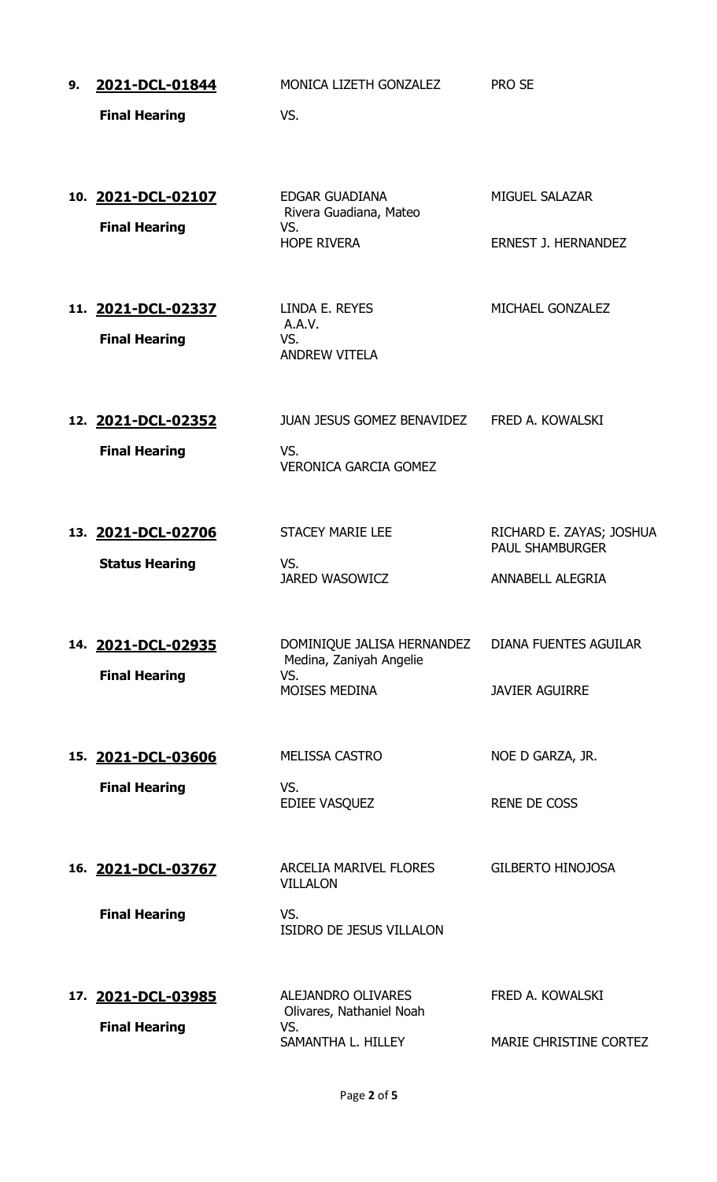| # | Case No. / Hearing | Parties | Attorneys |
|---|---|---|---|
| 9. | **2021-DCL-01844**<br>**Final Hearing** | MONICA LIZETH GONZALEZ<br>VS. | PRO SE |
| 10. | **2021-DCL-02107**<br>**Final Hearing** | EDGAR GUADIANA<br>Rivera Guadiana, Mateo<br>VS.<br>HOPE RIVERA | MIGUEL SALAZAR<br><br>ERNEST J. HERNANDEZ |
| 11. | **2021-DCL-02337**<br>**Final Hearing** | LINDA E. REYES<br>A.A.V.<br>VS.<br>ANDREW VITELA | MICHAEL GONZALEZ |
| 12. | **2021-DCL-02352**<br>**Final Hearing** | JUAN JESUS GOMEZ BENAVIDEZ<br>VS.<br>VERONICA GARCIA GOMEZ | FRED A. KOWALSKI |
| 13. | **2021-DCL-02706**<br>**Status Hearing** | STACEY MARIE LEE<br>VS.<br>JARED WASOWICZ | RICHARD E. ZAYAS; JOSHUA PAUL SHAMBURGER<br><br>ANNABELL ALEGRIA |
| 14. | **2021-DCL-02935**<br>**Final Hearing** | DOMINIQUE JALISA HERNANDEZ<br>Medina, Zaniyah Angelie<br>VS.<br>MOISES MEDINA | DIANA FUENTES AGUILAR<br><br>JAVIER AGUIRRE |
| 15. | **2021-DCL-03606**<br>**Final Hearing** | MELISSA CASTRO<br>VS.<br>EDIEE VASQUEZ | NOE D GARZA, JR.<br><br>RENE DE COSS |
| 16. | **2021-DCL-03767**<br>**Final Hearing** | ARCELIA MARIVEL FLORES VILLALON<br>VS.<br>ISIDRO DE JESUS VILLALON | GILBERTO HINOJOSA |
| 17. | **2021-DCL-03985**<br>**Final Hearing** | ALEJANDRO OLIVARES<br>Olivares, Nathaniel Noah<br>VS.<br>SAMANTHA L. HILLEY | FRED A. KOWALSKI<br><br>MARIE CHRISTINE CORTEZ |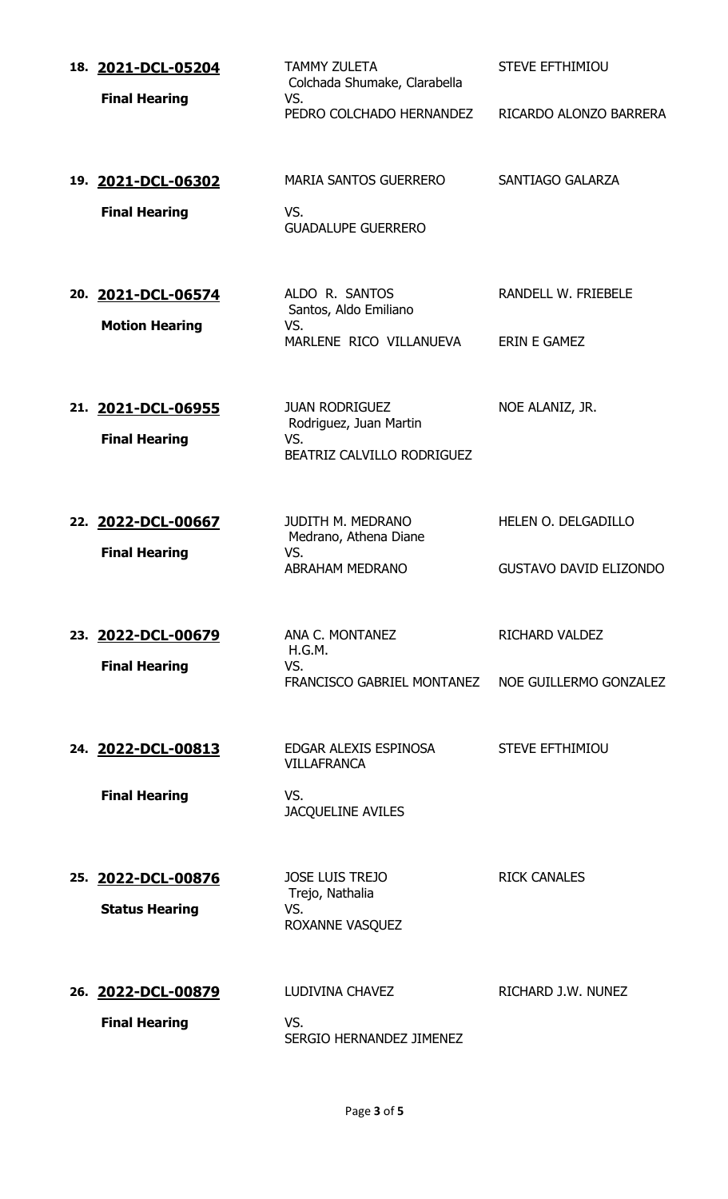18. **2021-DCL-05204**

**Final Hearing**

TAMMY ZULETA
Colchada Shumake, Clarabella
VS.
PEDRO COLCHADO HERNANDEZ

STEVE EFTHIMIOU

RICARDO ALONZO BARRERA

19. **2021-DCL-06302**

**Final Hearing**

MARIA SANTOS GUERRERO
VS.
GUADALUPE GUERRERO

SANTIAGO GALARZA

20. **2021-DCL-06574**

**Motion Hearing**

ALDO R. SANTOS
Santos, Aldo Emiliano
VS.
MARLENE RICO VILLANUEVA

RANDELL W. FRIEBELE

ERIN E GAMEZ

21. **2021-DCL-06955**

**Final Hearing**

JUAN RODRIGUEZ
Rodriguez, Juan Martin
VS.
BEATRIZ CALVILLO RODRIGUEZ

NOE ALANIZ, JR.

22. **2022-DCL-00667**

**Final Hearing**

JUDITH M. MEDRANO
Medrano, Athena Diane
VS.
ABRAHAM MEDRANO

HELEN O. DELGADILLO

GUSTAVO DAVID ELIZONDO

23. **2022-DCL-00679**

**Final Hearing**

ANA C. MONTANEZ
H.G.M.
VS.
FRANCISCO GABRIEL MONTANEZ

RICHARD VALDEZ

NOE GUILLERMO GONZALEZ

24. **2022-DCL-00813**

**Final Hearing**

EDGAR ALEXIS ESPINOSA VILLAFRANCA
VS.
JACQUELINE AVILES

STEVE EFTHIMIOU

25. **2022-DCL-00876**

**Status Hearing**

JOSE LUIS TREJO
Trejo, Nathalia
VS.
ROXANNE VASQUEZ

RICK CANALES

26. **2022-DCL-00879**

**Final Hearing**

LUDIVINA CHAVEZ
VS.
SERGIO HERNANDEZ JIMENEZ

RICHARD J.W. NUNEZ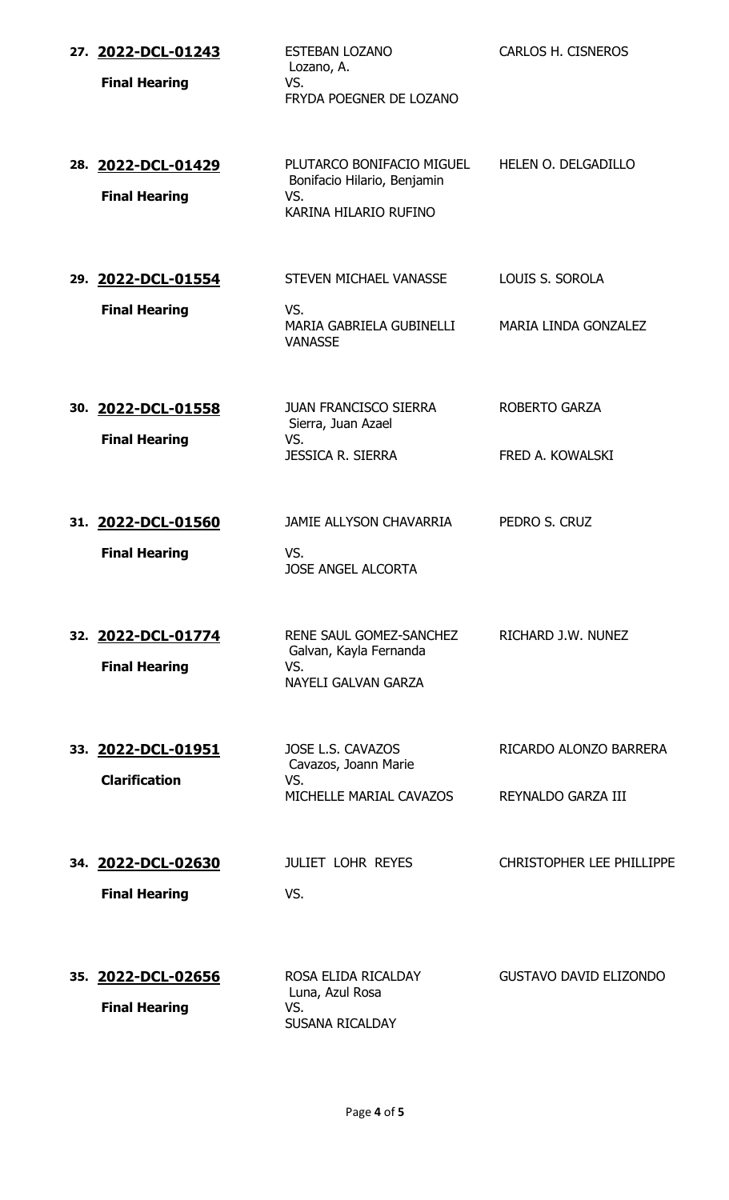| No. | Case / Hearing | Parties | Attorneys |
|---|---|---|---|
| 27. | **2022-DCL-01243**<br>**Final Hearing** | ESTEBAN LOZANO<br>Lozano, A.<br>VS.<br>FRYDA POEGNER DE LOZANO | CARLOS H. CISNEROS |
| 28. | **2022-DCL-01429**<br>**Final Hearing** | PLUTARCO BONIFACIO MIGUEL<br>Bonifacio Hilario, Benjamin<br>VS.<br>KARINA HILARIO RUFINO | HELEN O. DELGADILLO |
| 29. | **2022-DCL-01554**<br>**Final Hearing** | STEVEN MICHAEL VANASSE<br>VS.<br>MARIA GABRIELA GUBINELLI VANASSE | LOUIS S. SOROLA<br><br>MARIA LINDA GONZALEZ |
| 30. | **2022-DCL-01558**<br>**Final Hearing** | JUAN FRANCISCO SIERRA<br>Sierra, Juan Azael<br>VS.<br>JESSICA R. SIERRA | ROBERTO GARZA<br><br>FRED A. KOWALSKI |
| 31. | **2022-DCL-01560**<br>**Final Hearing** | JAMIE ALLYSON CHAVARRIA<br>VS.<br>JOSE ANGEL ALCORTA | PEDRO S. CRUZ |
| 32. | **2022-DCL-01774**<br>**Final Hearing** | RENE SAUL GOMEZ-SANCHEZ<br>Galvan, Kayla Fernanda<br>VS.<br>NAYELI GALVAN GARZA | RICHARD J.W. NUNEZ |
| 33. | **2022-DCL-01951**<br>**Clarification** | JOSE L.S. CAVAZOS<br>Cavazos, Joann Marie<br>VS.<br>MICHELLE MARIAL CAVAZOS | RICARDO ALONZO BARRERA<br><br>REYNALDO GARZA III |
| 34. | **2022-DCL-02630**<br>**Final Hearing** | JULIET LOHR REYES<br>VS. | CHRISTOPHER LEE PHILLIPPE |
| 35. | **2022-DCL-02656**<br>**Final Hearing** | ROSA ELIDA RICALDAY<br>Luna, Azul Rosa<br>VS.<br>SUSANA RICALDAY | GUSTAVO DAVID ELIZONDO |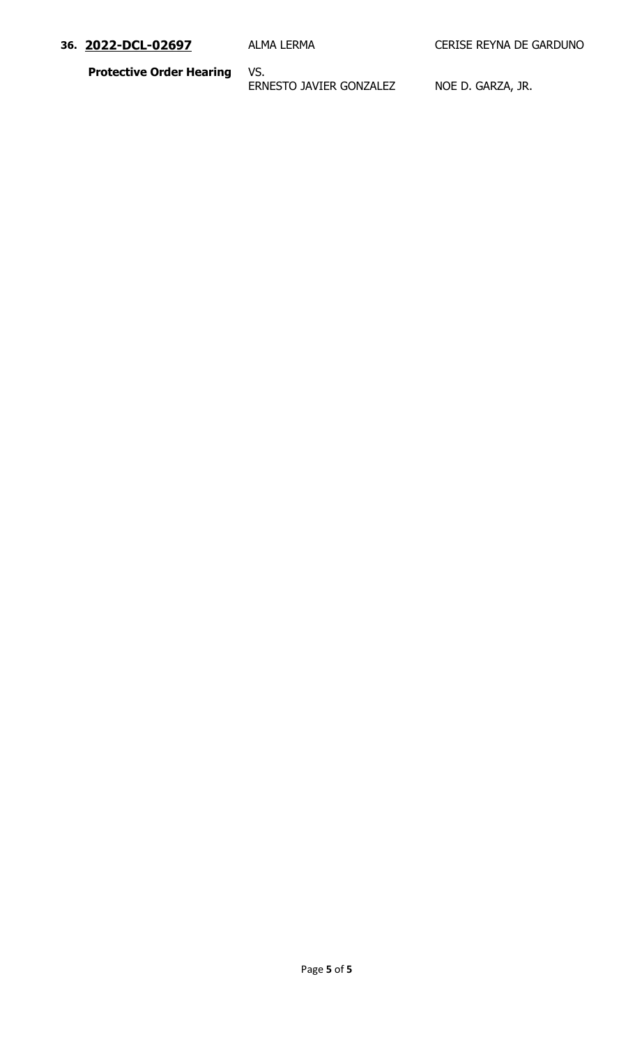| | | |
|---|---|---|
| **36. <u>2022-DCL-02697</u>** | ALMA LERMA | CERISE REYNA DE GARDUNO |
| **Protective Order Hearing** | VS.<br>ERNESTO JAVIER GONZALEZ | NOE D. GARZA, JR. |